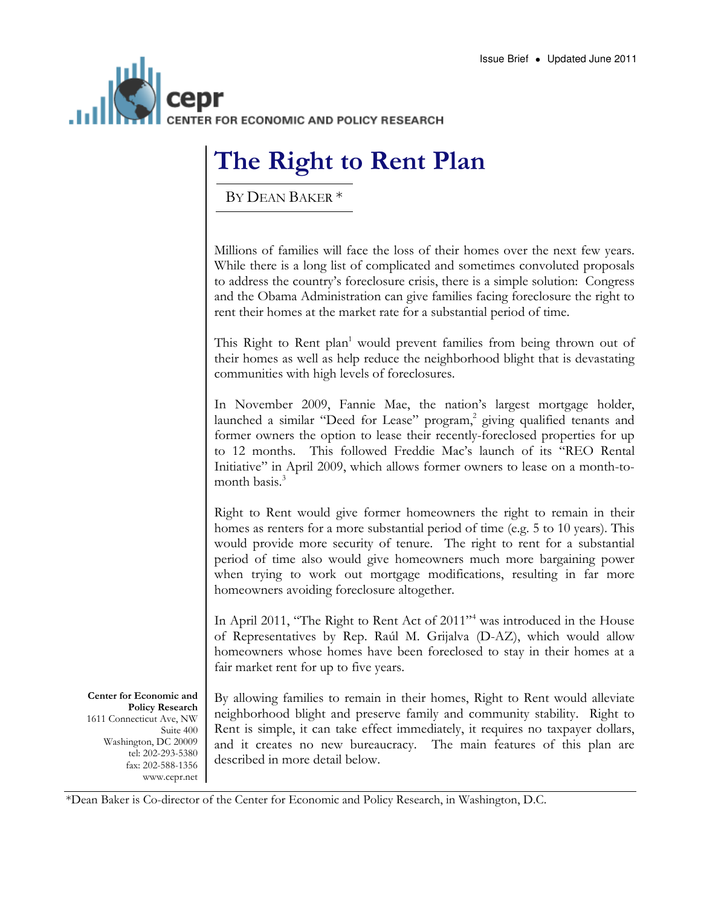Issue Brief • Updated June 2011

**cepr**
CENTER FOR ECONOMIC AND POLICY RESEARCH

# The Right to Rent Plan

BY DEAN BAKER *

Millions of families will face the loss of their homes over the next few years. While there is a long list of complicated and sometimes convoluted proposals to address the country's foreclosure crisis, there is a simple solution: Congress and the Obama Administration can give families facing foreclosure the right to rent their homes at the market rate for a substantial period of time.

This Right to Rent plan[1] would prevent families from being thrown out of their homes as well as help reduce the neighborhood blight that is devastating communities with high levels of foreclosures.

In November 2009, Fannie Mae, the nation's largest mortgage holder, launched a similar "Deed for Lease" program,[2] giving qualified tenants and former owners the option to lease their recently-foreclosed properties for up to 12 months. This followed Freddie Mac's launch of its "REO Rental Initiative" in April 2009, which allows former owners to lease on a month-to-month basis.[3]

Right to Rent would give former homeowners the right to remain in their homes as renters for a more substantial period of time (e.g. 5 to 10 years). This would provide more security of tenure. The right to rent for a substantial period of time also would give homeowners much more bargaining power when trying to work out mortgage modifications, resulting in far more homeowners avoiding foreclosure altogether.

In April 2011, "The Right to Rent Act of 2011"[4] was introduced in the House of Representatives by Rep. Raúl M. Grijalva (D-AZ), which would allow homeowners whose homes have been foreclosed to stay in their homes at a fair market rent for up to five years.

By allowing families to remain in their homes, Right to Rent would alleviate neighborhood blight and preserve family and community stability. Right to Rent is simple, it can take effect immediately, it requires no taxpayer dollars, and it creates no new bureaucracy. The main features of this plan are described in more detail below.

**Center for Economic and Policy Research**
1611 Connecticut Ave, NW
Suite 400
Washington, DC 20009
tel: 202-293-5380
fax: 202-588-1356
www.cepr.net

*Dean Baker is Co-director of the Center for Economic and Policy Research, in Washington, D.C.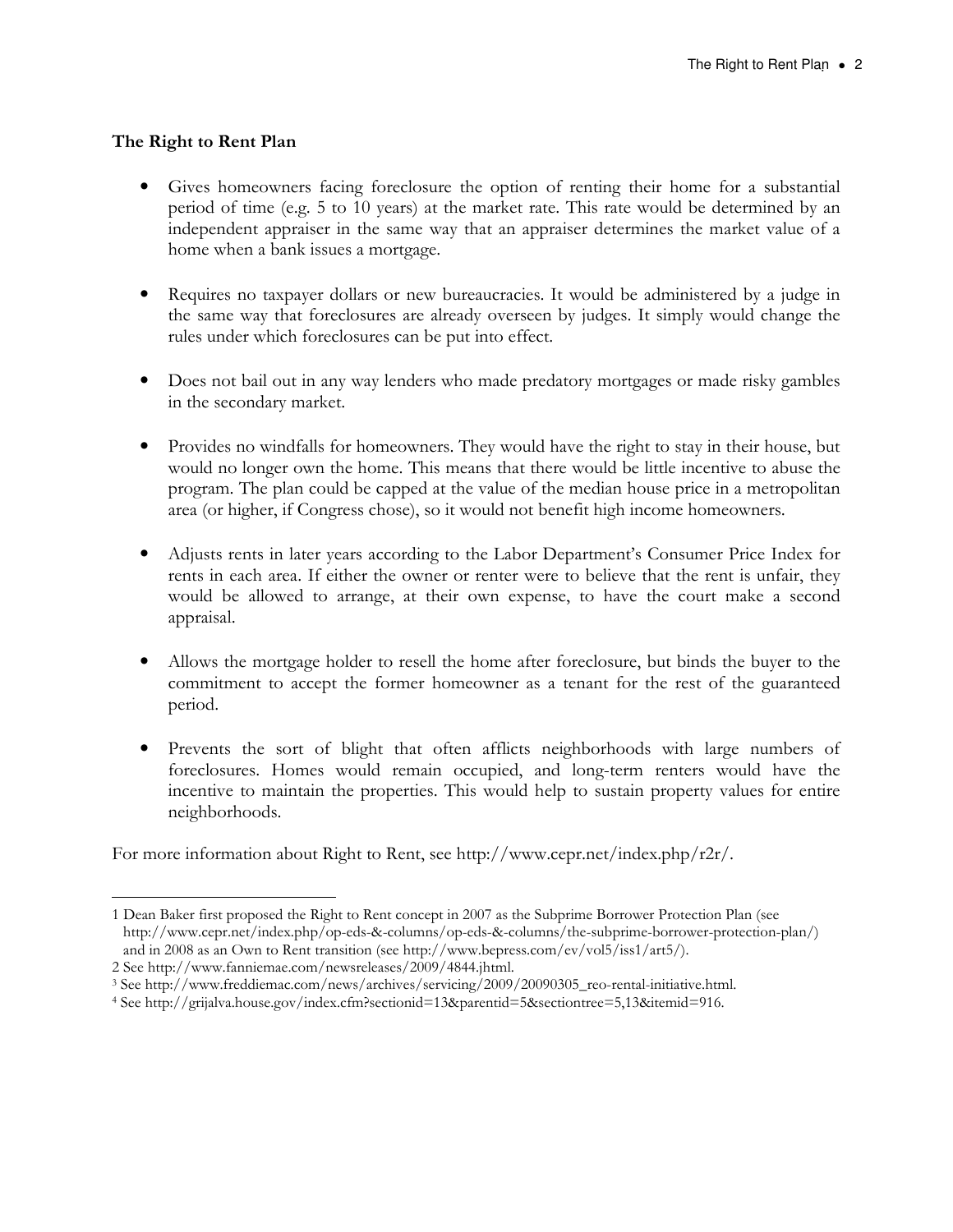**The Right to Rent Plan**

- Gives homeowners facing foreclosure the option of renting their home for a substantial period of time (e.g. 5 to 10 years) at the market rate. This rate would be determined by an independent appraiser in the same way that an appraiser determines the market value of a home when a bank issues a mortgage.

- Requires no taxpayer dollars or new bureaucracies. It would be administered by a judge in the same way that foreclosures are already overseen by judges. It simply would change the rules under which foreclosures can be put into effect.

- Does not bail out in any way lenders who made predatory mortgages or made risky gambles in the secondary market.

- Provides no windfalls for homeowners. They would have the right to stay in their house, but would no longer own the home. This means that there would be little incentive to abuse the program. The plan could be capped at the value of the median house price in a metropolitan area (or higher, if Congress chose), so it would not benefit high income homeowners.

- Adjusts rents in later years according to the Labor Department's Consumer Price Index for rents in each area. If either the owner or renter were to believe that the rent is unfair, they would be allowed to arrange, at their own expense, to have the court make a second appraisal.

- Allows the mortgage holder to resell the home after foreclosure, but binds the buyer to the commitment to accept the former homeowner as a tenant for the rest of the guaranteed period.

- Prevents the sort of blight that often afflicts neighborhoods with large numbers of foreclosures. Homes would remain occupied, and long-term renters would have the incentive to maintain the properties. This would help to sustain property values for entire neighborhoods.

For more information about Right to Rent, see http://www.cepr.net/index.php/r2r/.

---

1 Dean Baker first proposed the Right to Rent concept in 2007 as the Subprime Borrower Protection Plan (see http://www.cepr.net/index.php/op-eds-&-columns/op-eds-&-columns/the-subprime-borrower-protection-plan/) and in 2008 as an Own to Rent transition (see http://www.bepress.com/ev/vol5/iss1/art5/).

2 See http://www.fanniemae.com/newsreleases/2009/4844.jhtml.

3 See http://www.freddiemac.com/news/archives/servicing/2009/20090305_reo-rental-initiative.html.

4 See http://grijalva.house.gov/index.cfm?sectionid=13&parentid=5&sectiontree=5,13&itemid=916.